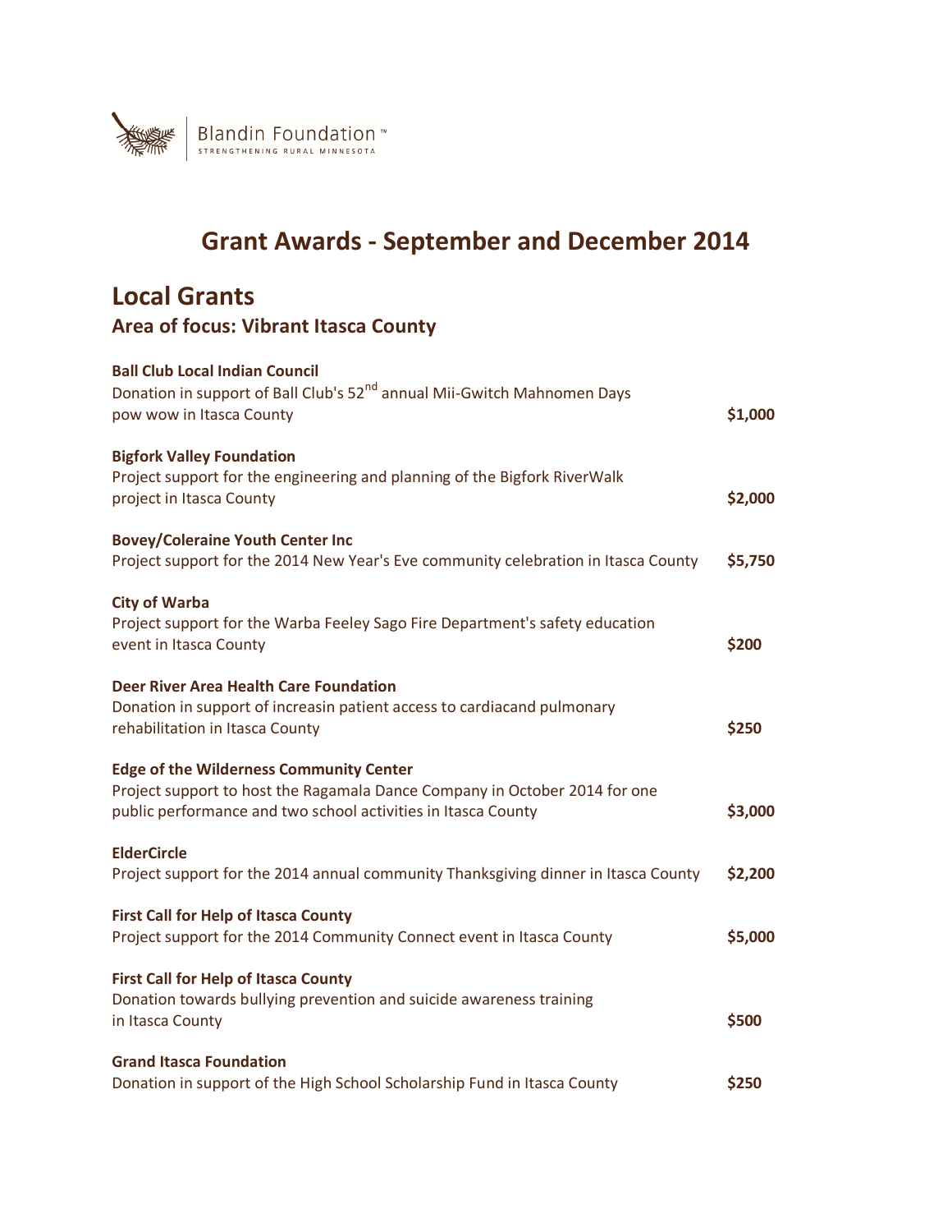Blandin Foundation™
STRENGTHENING RURAL MINNESOTA

# Grant Awards - September and December 2014

## Local Grants

### Area of focus: Vibrant Itasca County

**Ball Club Local Indian Council**
Donation in support of Ball Club's 52nd annual Mii-Gwitch Mahnomen Days pow wow in Itasca County **$1,000**

**Bigfork Valley Foundation**
Project support for the engineering and planning of the Bigfork RiverWalk project in Itasca County **$2,000**

**Bovey/Coleraine Youth Center Inc**
Project support for the 2014 New Year's Eve community celebration in Itasca County **$5,750**

**City of Warba**
Project support for the Warba Feeley Sago Fire Department's safety education event in Itasca County **$200**

**Deer River Area Health Care Foundation**
Donation in support of increasin patient access to cardiacand pulmonary rehabilitation in Itasca County **$250**

**Edge of the Wilderness Community Center**
Project support to host the Ragamala Dance Company in October 2014 for one public performance and two school activities in Itasca County **$3,000**

**ElderCircle**
Project support for the 2014 annual community Thanksgiving dinner in Itasca County **$2,200**

**First Call for Help of Itasca County**
Project support for the 2014 Community Connect event in Itasca County **$5,000**

**First Call for Help of Itasca County**
Donation towards bullying prevention and suicide awareness training in Itasca County **$500**

**Grand Itasca Foundation**
Donation in support of the High School Scholarship Fund in Itasca County **$250**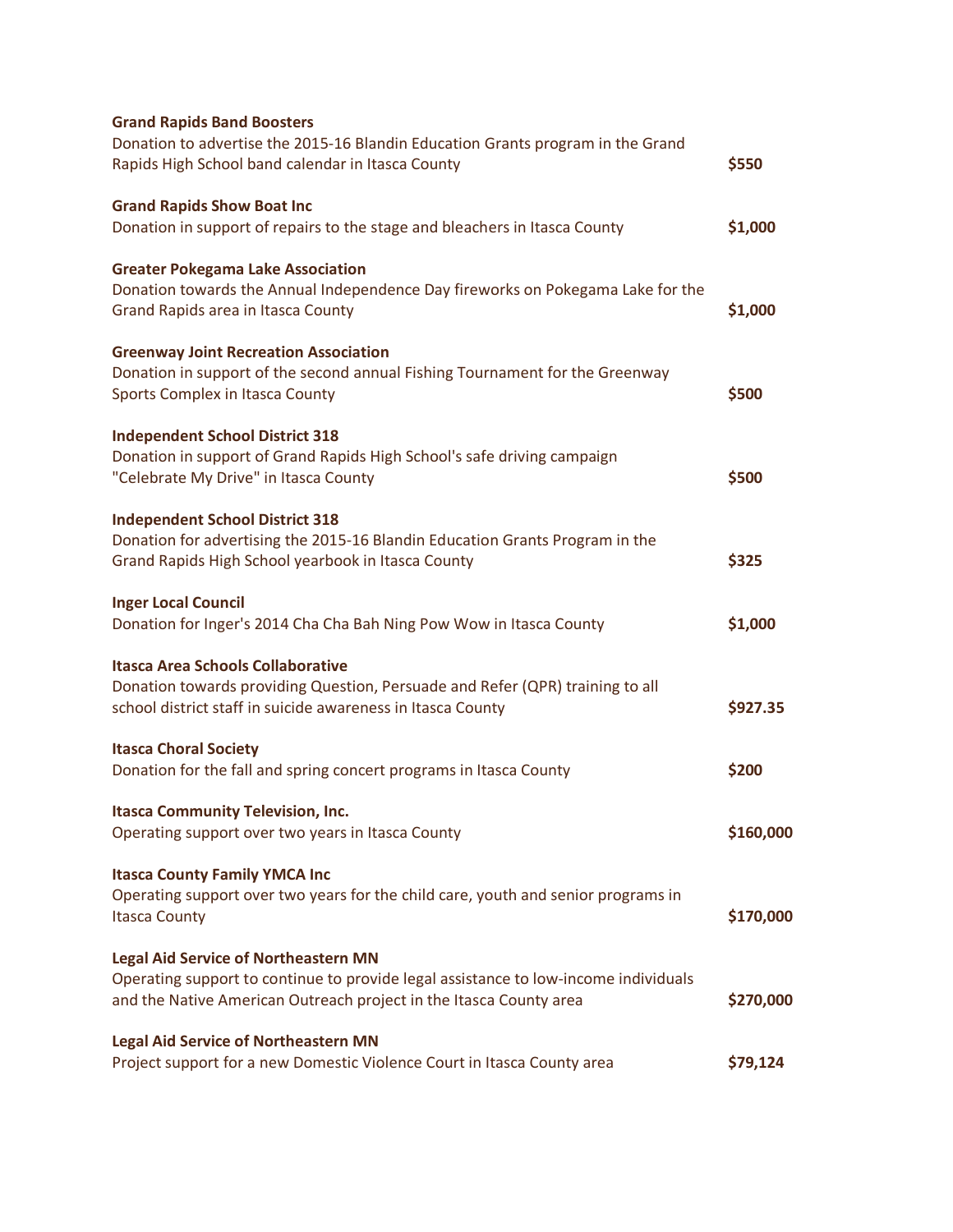**Grand Rapids Band Boosters**
Donation to advertise the 2015-16 Blandin Education Grants program in the Grand Rapids High School band calendar in Itasca County **$550**

**Grand Rapids Show Boat Inc**
Donation in support of repairs to the stage and bleachers in Itasca County **$1,000**

**Greater Pokegama Lake Association**
Donation towards the Annual Independence Day fireworks on Pokegama Lake for the Grand Rapids area in Itasca County **$1,000**

**Greenway Joint Recreation Association**
Donation in support of the second annual Fishing Tournament for the Greenway Sports Complex in Itasca County **$500**

**Independent School District 318**
Donation in support of Grand Rapids High School's safe driving campaign "Celebrate My Drive" in Itasca County **$500**

**Independent School District 318**
Donation for advertising the 2015-16 Blandin Education Grants Program in the Grand Rapids High School yearbook in Itasca County **$325**

**Inger Local Council**
Donation for Inger's 2014 Cha Cha Bah Ning Pow Wow in Itasca County **$1,000**

**Itasca Area Schools Collaborative**
Donation towards providing Question, Persuade and Refer (QPR) training to all school district staff in suicide awareness in Itasca County **$927.35**

**Itasca Choral Society**
Donation for the fall and spring concert programs in Itasca County **$200**

**Itasca Community Television, Inc.**
Operating support over two years in Itasca County **$160,000**

**Itasca County Family YMCA Inc**
Operating support over two years for the child care, youth and senior programs in Itasca County **$170,000**

**Legal Aid Service of Northeastern MN**
Operating support to continue to provide legal assistance to low-income individuals and the Native American Outreach project in the Itasca County area **$270,000**

**Legal Aid Service of Northeastern MN**
Project support for a new Domestic Violence Court in Itasca County area **$79,124**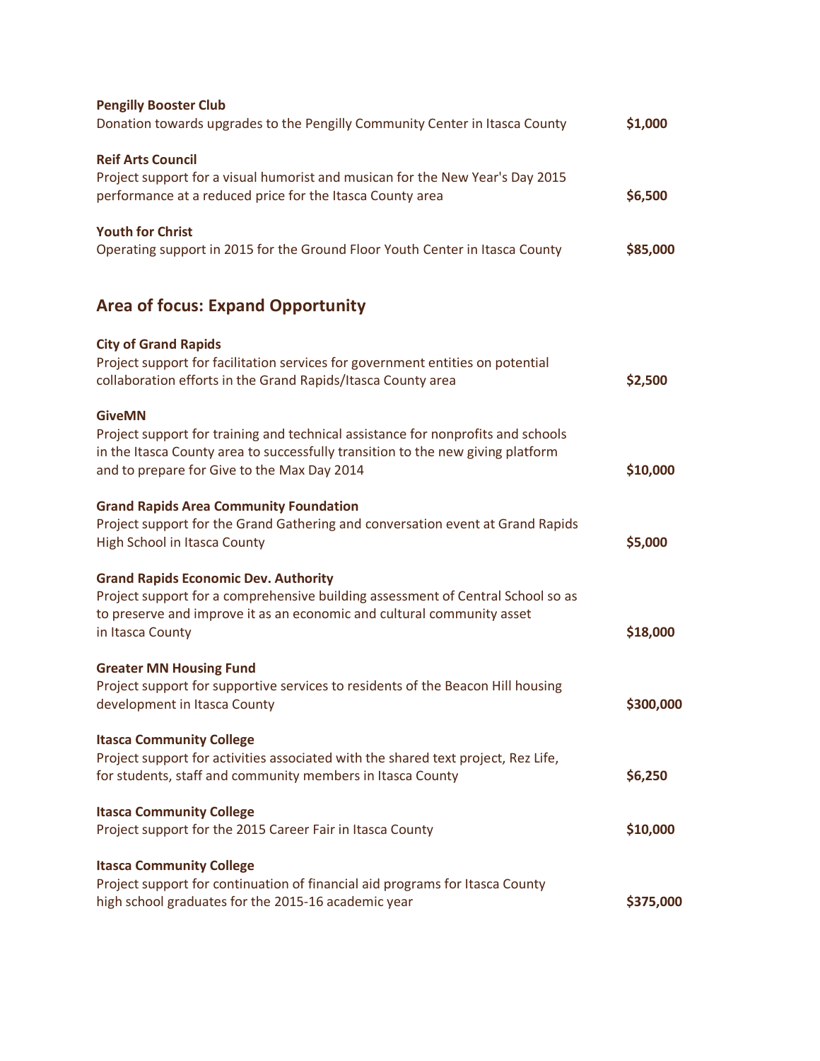**Pengilly Booster Club**
Donation towards upgrades to the Pengilly Community Center in Itasca County **$1,000**

**Reif Arts Council**
Project support for a visual humorist and musican for the New Year's Day 2015 performance at a reduced price for the Itasca County area **$6,500**

**Youth for Christ**
Operating support in 2015 for the Ground Floor Youth Center in Itasca County **$85,000**

## Area of focus: Expand Opportunity

**City of Grand Rapids**
Project support for facilitation services for government entities on potential collaboration efforts in the Grand Rapids/Itasca County area **$2,500**

**GiveMN**
Project support for training and technical assistance for nonprofits and schools in the Itasca County area to successfully transition to the new giving platform and to prepare for Give to the Max Day 2014 **$10,000**

**Grand Rapids Area Community Foundation**
Project support for the Grand Gathering and conversation event at Grand Rapids High School in Itasca County **$5,000**

**Grand Rapids Economic Dev. Authority**
Project support for a comprehensive building assessment of Central School so as to preserve and improve it as an economic and cultural community asset in Itasca County **$18,000**

**Greater MN Housing Fund**
Project support for supportive services to residents of the Beacon Hill housing development in Itasca County **$300,000**

**Itasca Community College**
Project support for activities associated with the shared text project, Rez Life, for students, staff and community members in Itasca County **$6,250**

**Itasca Community College**
Project support for the 2015 Career Fair in Itasca County **$10,000**

**Itasca Community College**
Project support for continuation of financial aid programs for Itasca County high school graduates for the 2015-16 academic year **$375,000**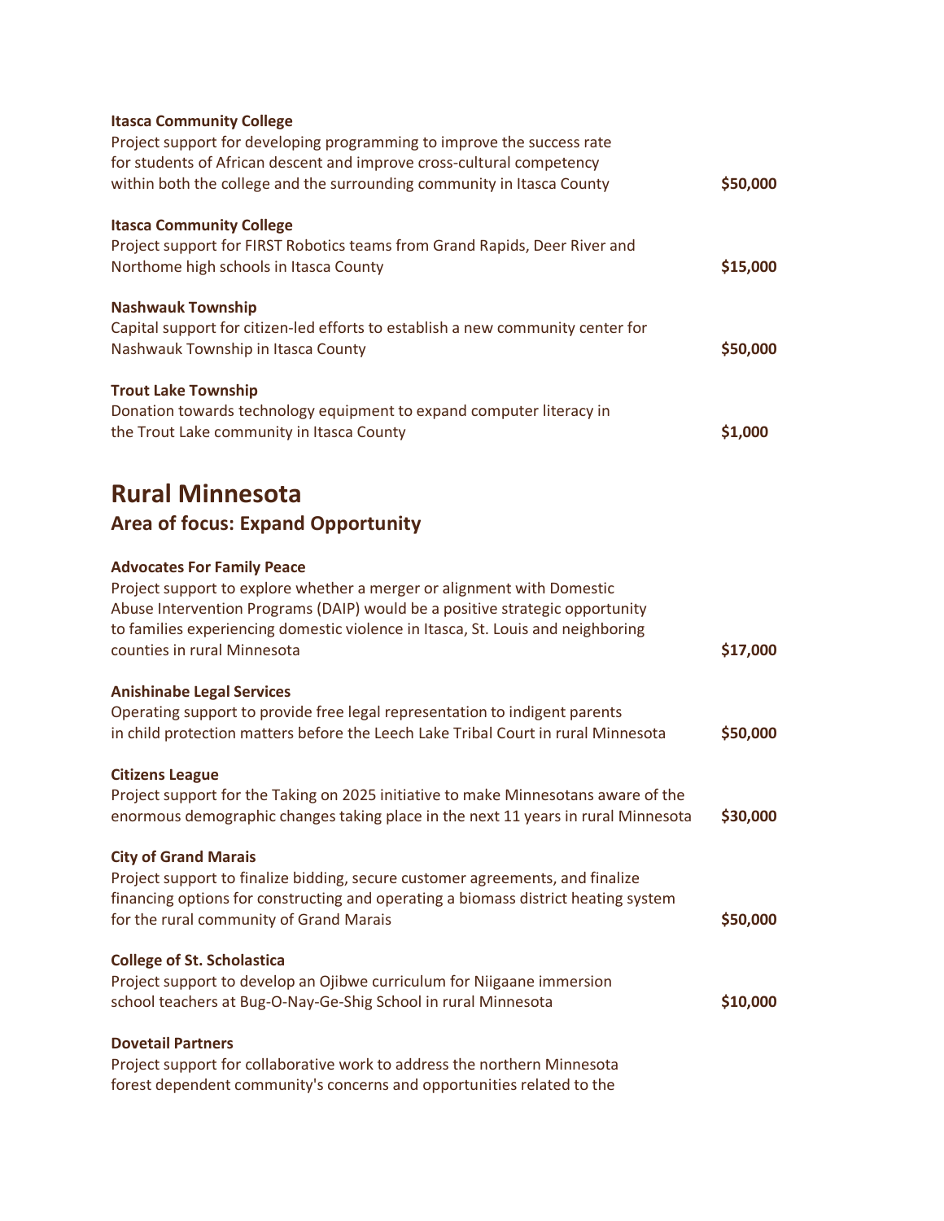**Itasca Community College**
Project support for developing programming to improve the success rate for students of African descent and improve cross-cultural competency within both the college and the surrounding community in Itasca County **$50,000**

**Itasca Community College**
Project support for FIRST Robotics teams from Grand Rapids, Deer River and Northome high schools in Itasca County **$15,000**

**Nashwauk Township**
Capital support for citizen-led efforts to establish a new community center for Nashwauk Township in Itasca County **$50,000**

**Trout Lake Township**
Donation towards technology equipment to expand computer literacy in the Trout Lake community in Itasca County **$1,000**

# Rural Minnesota

## Area of focus: Expand Opportunity

**Advocates For Family Peace**
Project support to explore whether a merger or alignment with Domestic Abuse Intervention Programs (DAIP) would be a positive strategic opportunity to families experiencing domestic violence in Itasca, St. Louis and neighboring counties in rural Minnesota **$17,000**

**Anishinabe Legal Services**
Operating support to provide free legal representation to indigent parents in child protection matters before the Leech Lake Tribal Court in rural Minnesota **$50,000**

**Citizens League**
Project support for the Taking on 2025 initiative to make Minnesotans aware of the enormous demographic changes taking place in the next 11 years in rural Minnesota **$30,000**

**City of Grand Marais**
Project support to finalize bidding, secure customer agreements, and finalize financing options for constructing and operating a biomass district heating system for the rural community of Grand Marais **$50,000**

**College of St. Scholastica**
Project support to develop an Ojibwe curriculum for Niigaane immersion school teachers at Bug-O-Nay-Ge-Shig School in rural Minnesota **$10,000**

**Dovetail Partners**
Project support for collaborative work to address the northern Minnesota forest dependent community's concerns and opportunities related to the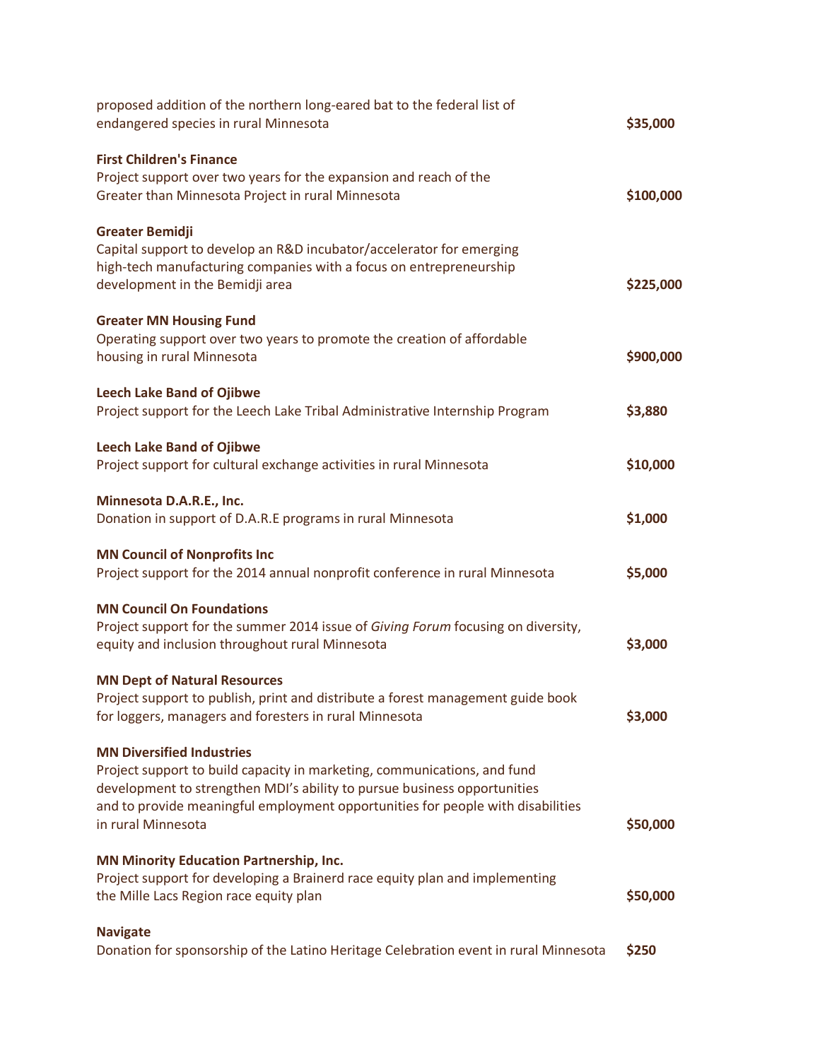proposed addition of the northern long-eared bat to the federal list of endangered species in rural Minnesota **$35,000**

**First Children's Finance**
Project support over two years for the expansion and reach of the Greater than Minnesota Project in rural Minnesota **$100,000**

**Greater Bemidji**
Capital support to develop an R&D incubator/accelerator for emerging high-tech manufacturing companies with a focus on entrepreneurship development in the Bemidji area **$225,000**

**Greater MN Housing Fund**
Operating support over two years to promote the creation of affordable housing in rural Minnesota **$900,000**

**Leech Lake Band of Ojibwe**
Project support for the Leech Lake Tribal Administrative Internship Program **$3,880**

**Leech Lake Band of Ojibwe**
Project support for cultural exchange activities in rural Minnesota **$10,000**

**Minnesota D.A.R.E., Inc.**
Donation in support of D.A.R.E programs in rural Minnesota **$1,000**

**MN Council of Nonprofits Inc**
Project support for the 2014 annual nonprofit conference in rural Minnesota **$5,000**

**MN Council On Foundations**
Project support for the summer 2014 issue of *Giving Forum* focusing on diversity, equity and inclusion throughout rural Minnesota **$3,000**

**MN Dept of Natural Resources**
Project support to publish, print and distribute a forest management guide book for loggers, managers and foresters in rural Minnesota **$3,000**

**MN Diversified Industries**
Project support to build capacity in marketing, communications, and fund development to strengthen MDI's ability to pursue business opportunities and to provide meaningful employment opportunities for people with disabilities in rural Minnesota **$50,000**

**MN Minority Education Partnership, Inc.**
Project support for developing a Brainerd race equity plan and implementing the Mille Lacs Region race equity plan **$50,000**

**Navigate**
Donation for sponsorship of the Latino Heritage Celebration event in rural Minnesota **$250**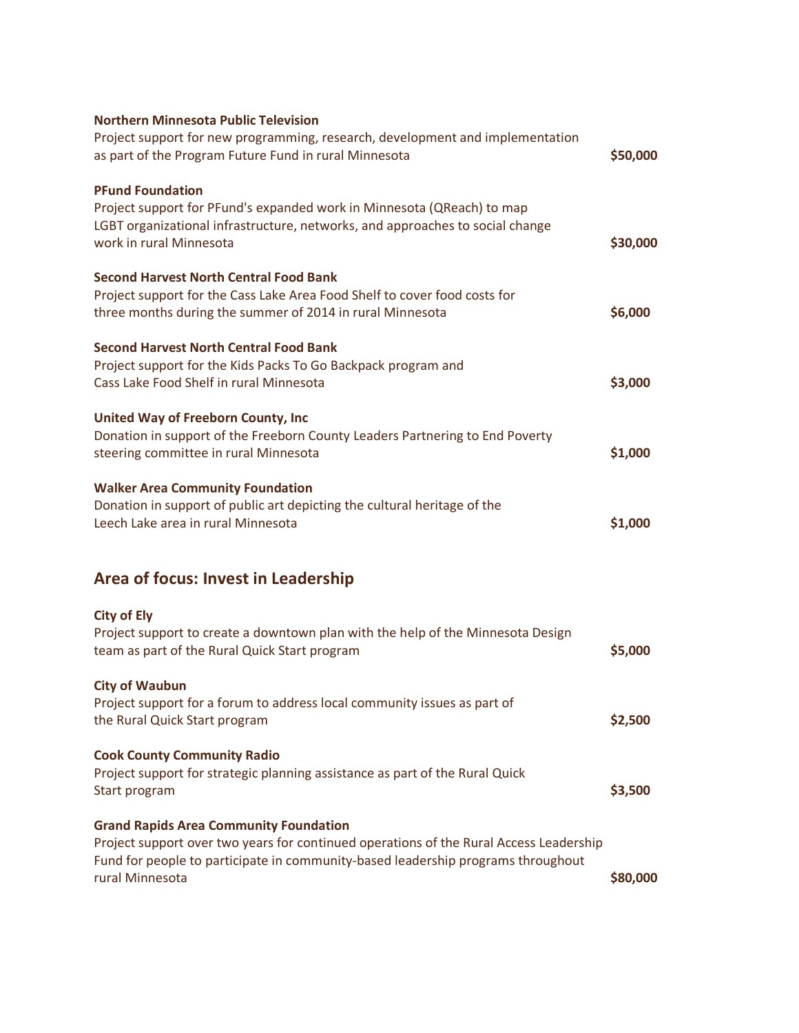**Northern Minnesota Public Television**
Project support for new programming, research, development and implementation as part of the Program Future Fund in rural Minnesota **$50,000**

**PFund Foundation**
Project support for PFund's expanded work in Minnesota (QReach) to map LGBT organizational infrastructure, networks, and approaches to social change work in rural Minnesota **$30,000**

**Second Harvest North Central Food Bank**
Project support for the Cass Lake Area Food Shelf to cover food costs for three months during the summer of 2014 in rural Minnesota **$6,000**

**Second Harvest North Central Food Bank**
Project support for the Kids Packs To Go Backpack program and Cass Lake Food Shelf in rural Minnesota **$3,000**

**United Way of Freeborn County, Inc**
Donation in support of the Freeborn County Leaders Partnering to End Poverty steering committee in rural Minnesota **$1,000**

**Walker Area Community Foundation**
Donation in support of public art depicting the cultural heritage of the Leech Lake area in rural Minnesota **$1,000**

## Area of focus: Invest in Leadership

**City of Ely**
Project support to create a downtown plan with the help of the Minnesota Design team as part of the Rural Quick Start program **$5,000**

**City of Waubun**
Project support for a forum to address local community issues as part of the Rural Quick Start program **$2,500**

**Cook County Community Radio**
Project support for strategic planning assistance as part of the Rural Quick Start program **$3,500**

**Grand Rapids Area Community Foundation**
Project support over two years for continued operations of the Rural Access Leadership Fund for people to participate in community-based leadership programs throughout rural Minnesota **$80,000**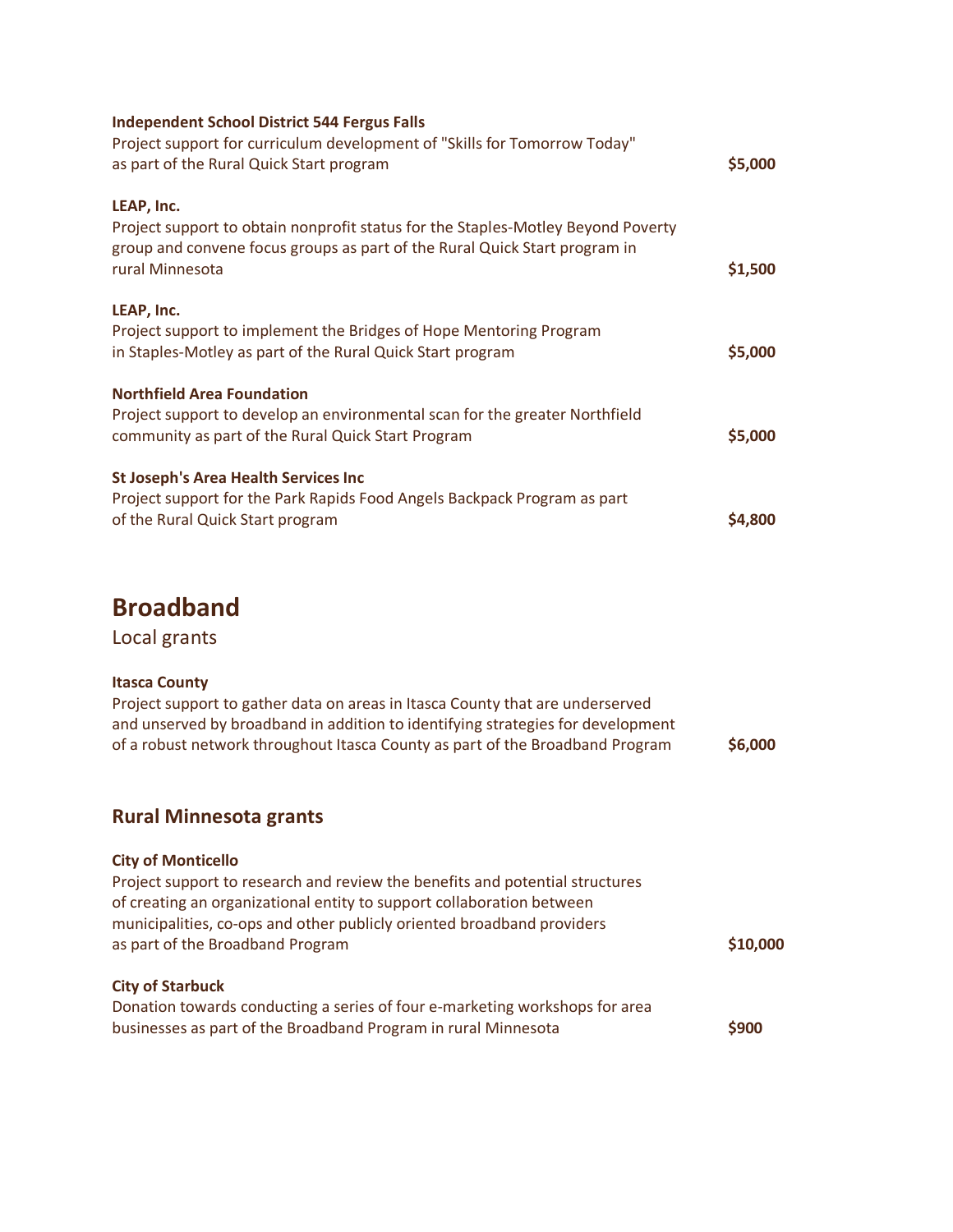**Independent School District 544 Fergus Falls**
Project support for curriculum development of "Skills for Tomorrow Today" as part of the Rural Quick Start program **$5,000**

**LEAP, Inc.**
Project support to obtain nonprofit status for the Staples-Motley Beyond Poverty group and convene focus groups as part of the Rural Quick Start program in rural Minnesota **$1,500**

**LEAP, Inc.**
Project support to implement the Bridges of Hope Mentoring Program in Staples-Motley as part of the Rural Quick Start program **$5,000**

**Northfield Area Foundation**
Project support to develop an environmental scan for the greater Northfield community as part of the Rural Quick Start Program **$5,000**

**St Joseph's Area Health Services Inc**
Project support for the Park Rapids Food Angels Backpack Program as part of the Rural Quick Start program **$4,800**

# Broadband

Local grants

**Itasca County**
Project support to gather data on areas in Itasca County that are underserved and unserved by broadband in addition to identifying strategies for development of a robust network throughout Itasca County as part of the Broadband Program **$6,000**

## Rural Minnesota grants

**City of Monticello**
Project support to research and review the benefits and potential structures of creating an organizational entity to support collaboration between municipalities, co-ops and other publicly oriented broadband providers as part of the Broadband Program **$10,000**

**City of Starbuck**
Donation towards conducting a series of four e-marketing workshops for area businesses as part of the Broadband Program in rural Minnesota **$900**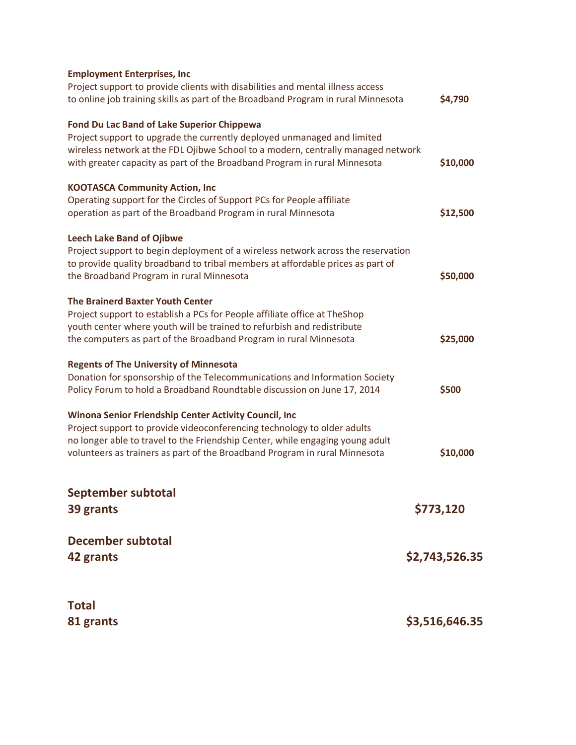**Employment Enterprises, Inc**
Project support to provide clients with disabilities and mental illness access to online job training skills as part of the Broadband Program in rural Minnesota **$4,790**

**Fond Du Lac Band of Lake Superior Chippewa**
Project support to upgrade the currently deployed unmanaged and limited wireless network at the FDL Ojibwe School to a modern, centrally managed network with greater capacity as part of the Broadband Program in rural Minnesota **$10,000**

**KOOTASCA Community Action, Inc**
Operating support for the Circles of Support PCs for People affiliate operation as part of the Broadband Program in rural Minnesota **$12,500**

**Leech Lake Band of Ojibwe**
Project support to begin deployment of a wireless network across the reservation to provide quality broadband to tribal members at affordable prices as part of the Broadband Program in rural Minnesota **$50,000**

**The Brainerd Baxter Youth Center**
Project support to establish a PCs for People affiliate office at TheShop youth center where youth will be trained to refurbish and redistribute the computers as part of the Broadband Program in rural Minnesota **$25,000**

**Regents of The University of Minnesota**
Donation for sponsorship of the Telecommunications and Information Society Policy Forum to hold a Broadband Roundtable discussion on June 17, 2014 **$500**

**Winona Senior Friendship Center Activity Council, Inc**
Project support to provide videoconferencing technology to older adults no longer able to travel to the Friendship Center, while engaging young adult volunteers as trainers as part of the Broadband Program in rural Minnesota **$10,000**

## September subtotal
## 39 grants **$773,120**

## December subtotal
## 42 grants **$2,743,526.35**

## Total
## 81 grants **$3,516,646.35**